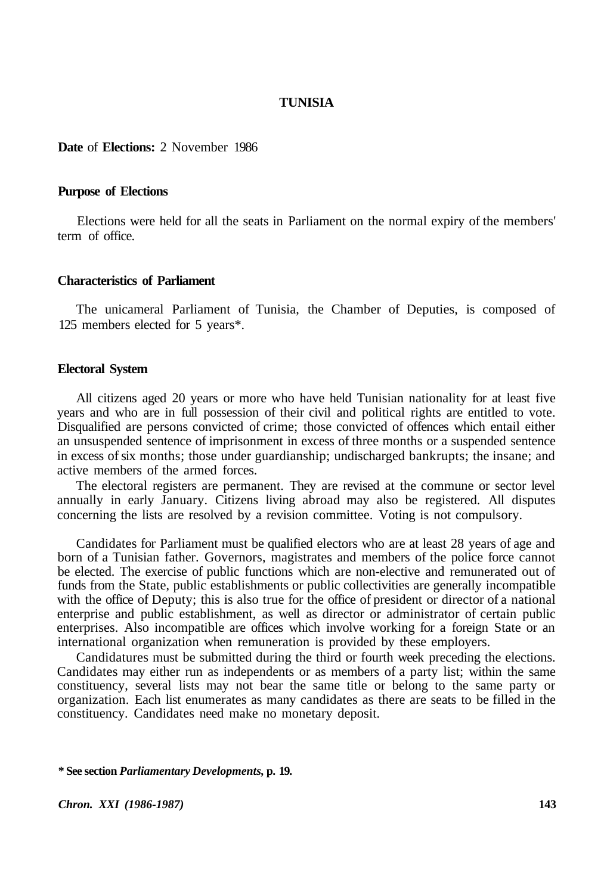# TUNISIA

**Date** of **Elections:** 2 November 1986

## Purpose of Elections

Elections were held for all the seats in Parliament on the normal expiry of the members' term of office.

## Characteristics of Parliament

The unicameral Parliament of Tunisia, the Chamber of Deputies, is composed of 125 members elected for 5 years*.

## Electoral System

All citizens aged 20 years or more who have held Tunisian nationality for at least five years and who are in full possession of their civil and political rights are entitled to vote. Disqualified are persons convicted of crime; those convicted of offences which entail either an unsuspended sentence of imprisonment in excess of three months or a suspended sentence in excess of six months; those under guardianship; undischarged bankrupts; the insane; and active members of the armed forces.

The electoral registers are permanent. They are revised at the commune or sector level annually in early January. Citizens living abroad may also be registered. All disputes concerning the lists are resolved by a revision committee. Voting is not compulsory.

Candidates for Parliament must be qualified electors who are at least 28 years of age and born of a Tunisian father. Governors, magistrates and members of the police force cannot be elected. The exercise of public functions which are non-elective and remunerated out of funds from the State, public establishments or public collectivities are generally incompatible with the office of Deputy; this is also true for the office of president or director of a national enterprise and public establishment, as well as director or administrator of certain public enterprises. Also incompatible are offices which involve working for a foreign State or an international organization when remuneration is provided by these employers.

Candidatures must be submitted during the third or fourth week preceding the elections. Candidates may either run as independents or as members of a party list; within the same constituency, several lists may not bear the same title or belong to the same party or organization. Each list enumerates as many candidates as there are seats to be filled in the constituency. Candidates need make no monetary deposit.

**\* See section *Parliamentary Developments*, p. 19.**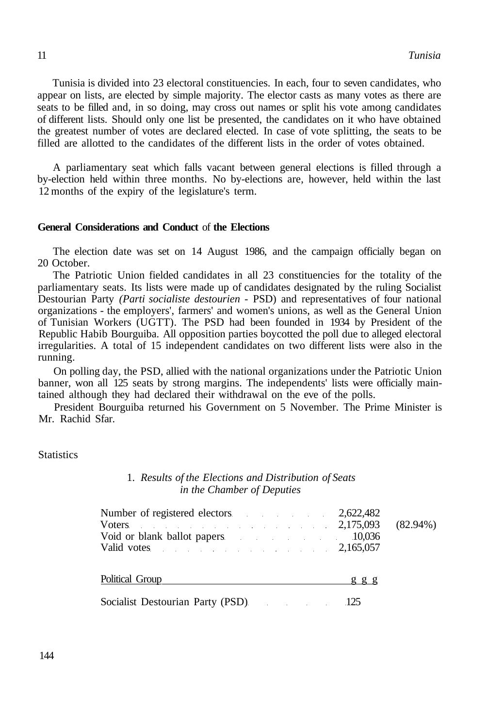Tunisia is divided into 23 electoral constituencies. In each, four to seven candidates, who appear on lists, are elected by simple majority. The elector casts as many votes as there are seats to be filled and, in so doing, may cross out names or split his vote among candidates of different lists. Should only one list be presented, the candidates on it who have obtained the greatest number of votes are declared elected. In case of vote splitting, the seats to be filled are allotted to the candidates of the different lists in the order of votes obtained.

A parliamentary seat which falls vacant between general elections is filled through a by-election held within three months. No by-elections are, however, held within the last 12 months of the expiry of the legislature's term.

**General Considerations and Conduct of the Elections**

The election date was set on 14 August 1986, and the campaign officially began on 20 October.

The Patriotic Union fielded candidates in all 23 constituencies for the totality of the parliamentary seats. Its lists were made up of candidates designated by the ruling Socialist Destourian Party *(Parti socialiste destourien* - PSD) and representatives of four national organizations - the employers', farmers' and women's unions, as well as the General Union of Tunisian Workers (UGTT). The PSD had been founded in 1934 by President of the Republic Habib Bourguiba. All opposition parties boycotted the poll due to alleged electoral irregularities. A total of 15 independent candidates on two different lists were also in the running.

On polling day, the PSD, allied with the national organizations under the Patriotic Union banner, won all 125 seats by strong margins. The independents' lists were officially maintained although they had declared their withdrawal on the eve of the polls.

President Bourguiba returned his Government on 5 November. The Prime Minister is Mr. Rachid Sfar.

Statistics

1. *Results of the Elections and Distribution of Seats in the Chamber of Deputies*

| | | |
|---|---|---|
| Number of registered electors | 2,622,482 | |
| Voters | 2,175,093 | (82.94%) |
| Void or blank ballot papers | 10,036 | |
| Valid votes | 2,165,057 | |

| Political Group | g g g |
|---|---|
| Socialist Destourian Party (PSD) | 125 |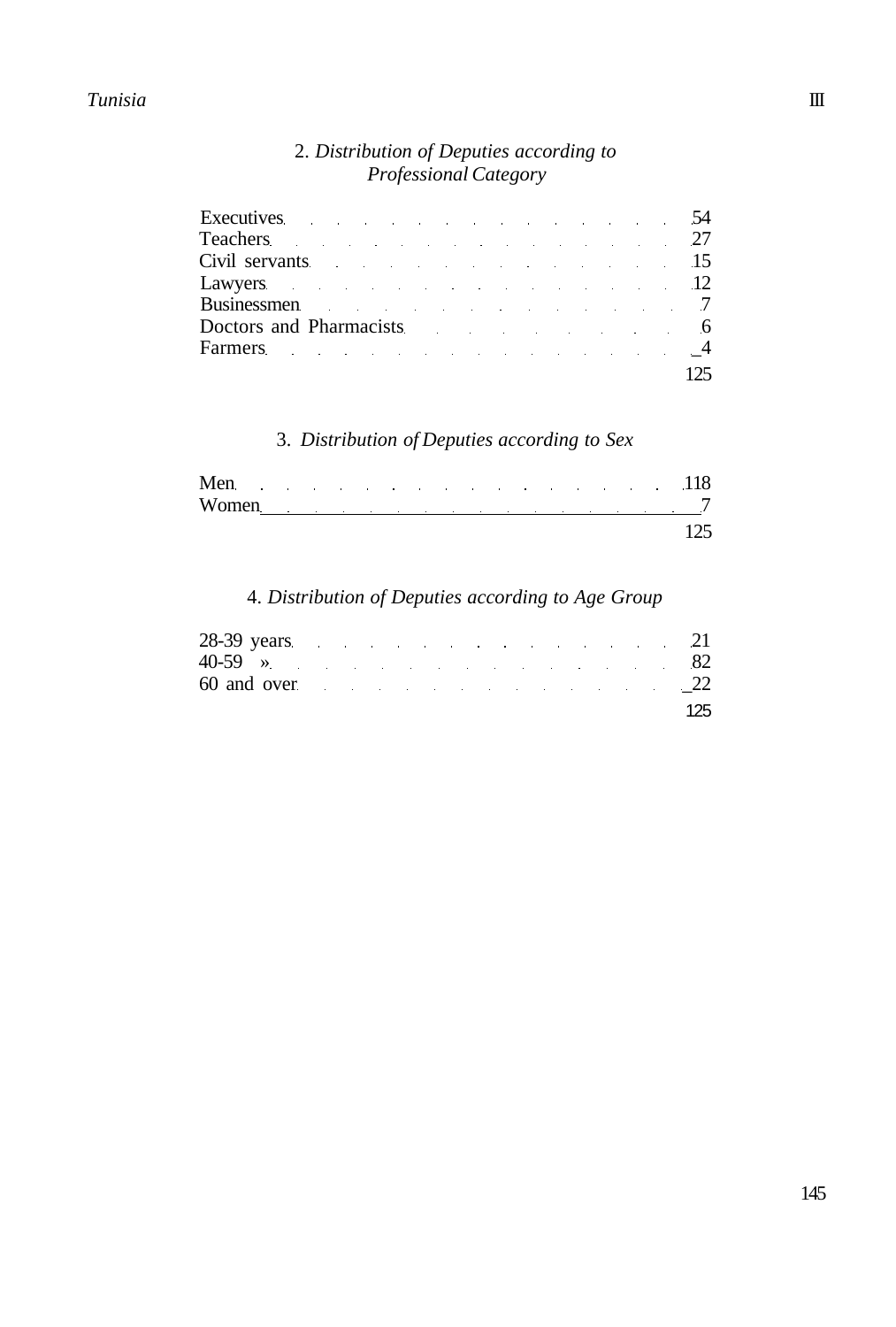### 2. *Distribution of Deputies according to Professional Category*

| | |
|---|---|
| Executives | 54 |
| Teachers | 27 |
| Civil servants | 15 |
| Lawyers | 12 |
| Businessmen | 7 |
| Doctors and Pharmacists | 6 |
| Farmers | 4 |
| | 125 |

### 3. *Distribution of Deputies according to Sex*

| | |
|---|---|
| Men | 118 |
| Women | 7 |
| | 125 |

### 4. *Distribution of Deputies according to Age Group*

| | |
|---|---|
| 28-39 years | 21 |
| 40-59 » | 82 |
| 60 and over | 22 |
| | 125 |